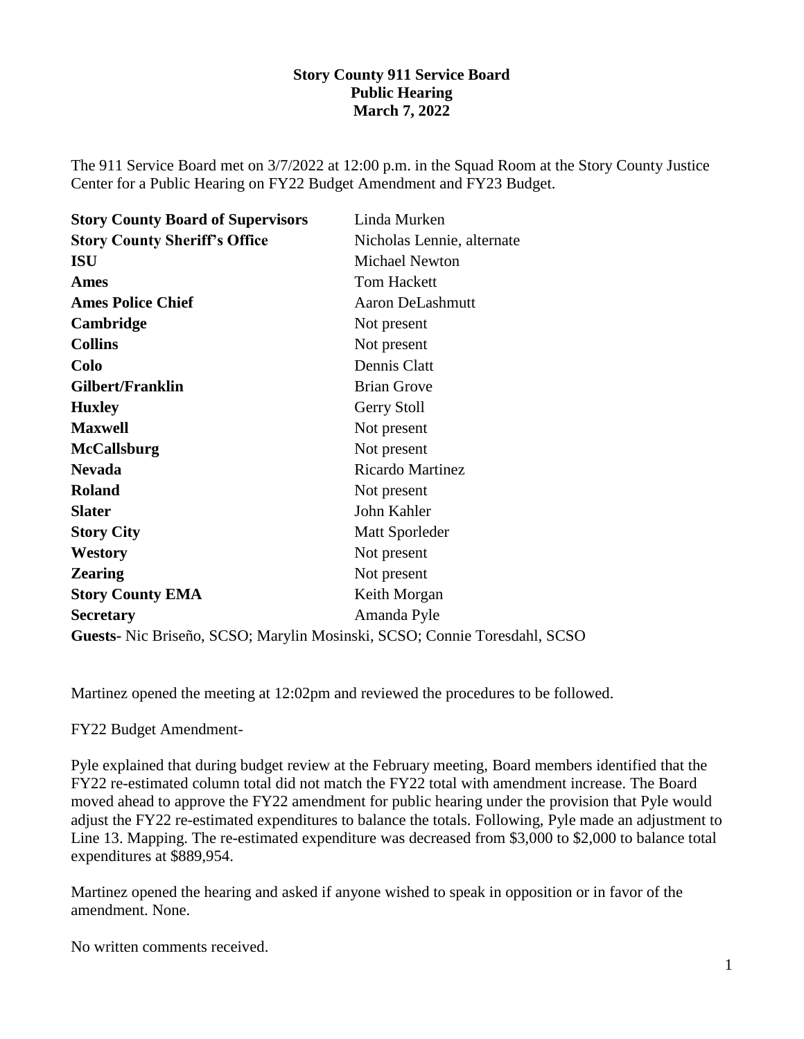**Story County 911 Service Board**
**Public Hearing**
**March 7, 2022**

The 911 Service Board met on 3/7/2022 at 12:00 p.m. in the Squad Room at the Story County Justice Center for a Public Hearing on FY22 Budget Amendment and FY23 Budget.

| | |
|---|---|
| **Story County Board of Supervisors** | Linda Murken |
| **Story County Sheriff's Office** | Nicholas Lennie, alternate |
| **ISU** | Michael Newton |
| **Ames** | Tom Hackett |
| **Ames Police Chief** | Aaron DeLashmutt |
| **Cambridge** | Not present |
| **Collins** | Not present |
| **Colo** | Dennis Clatt |
| **Gilbert/Franklin** | Brian Grove |
| **Huxley** | Gerry Stoll |
| **Maxwell** | Not present |
| **McCallsburg** | Not present |
| **Nevada** | Ricardo Martinez |
| **Roland** | Not present |
| **Slater** | John Kahler |
| **Story City** | Matt Sporleder |
| **Westory** | Not present |
| **Zearing** | Not present |
| **Story County EMA** | Keith Morgan |
| **Secretary** | Amanda Pyle |

**Guests-** Nic Briseño, SCSO; Marylin Mosinski, SCSO; Connie Toresdahl, SCSO

Martinez opened the meeting at 12:02pm and reviewed the procedures to be followed.

FY22 Budget Amendment-

Pyle explained that during budget review at the February meeting, Board members identified that the FY22 re-estimated column total did not match the FY22 total with amendment increase. The Board moved ahead to approve the FY22 amendment for public hearing under the provision that Pyle would adjust the FY22 re-estimated expenditures to balance the totals. Following, Pyle made an adjustment to Line 13. Mapping. The re-estimated expenditure was decreased from $3,000 to $2,000 to balance total expenditures at $889,954.

Martinez opened the hearing and asked if anyone wished to speak in opposition or in favor of the amendment. None.

No written comments received.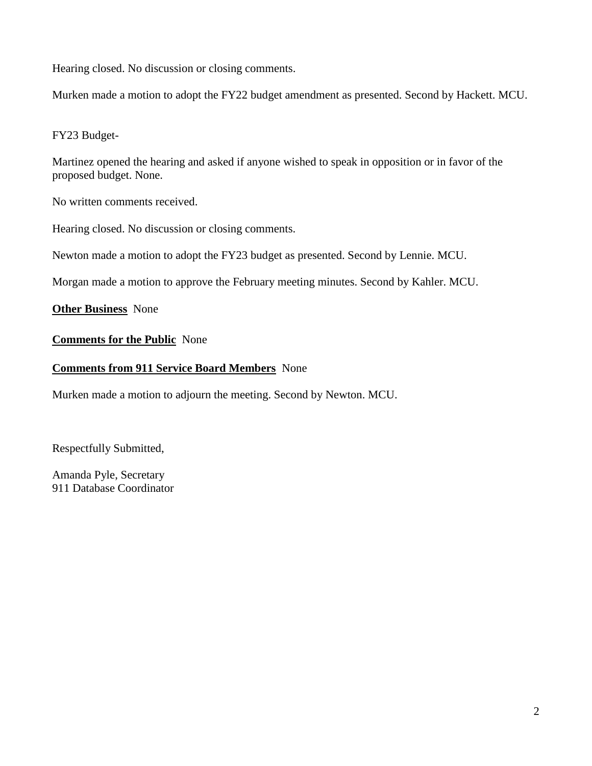Hearing closed. No discussion or closing comments.

Murken made a motion to adopt the FY22 budget amendment as presented. Second by Hackett. MCU.

FY23 Budget-

Martinez opened the hearing and asked if anyone wished to speak in opposition or in favor of the proposed budget. None.

No written comments received.

Hearing closed. No discussion or closing comments.

Newton made a motion to adopt the FY23 budget as presented. Second by Lennie. MCU.

Morgan made a motion to approve the February meeting minutes. Second by Kahler. MCU.

**Other Business** None

**Comments for the Public** None

**Comments from 911 Service Board Members** None

Murken made a motion to adjourn the meeting. Second by Newton. MCU.

Respectfully Submitted,

Amanda Pyle, Secretary
911 Database Coordinator